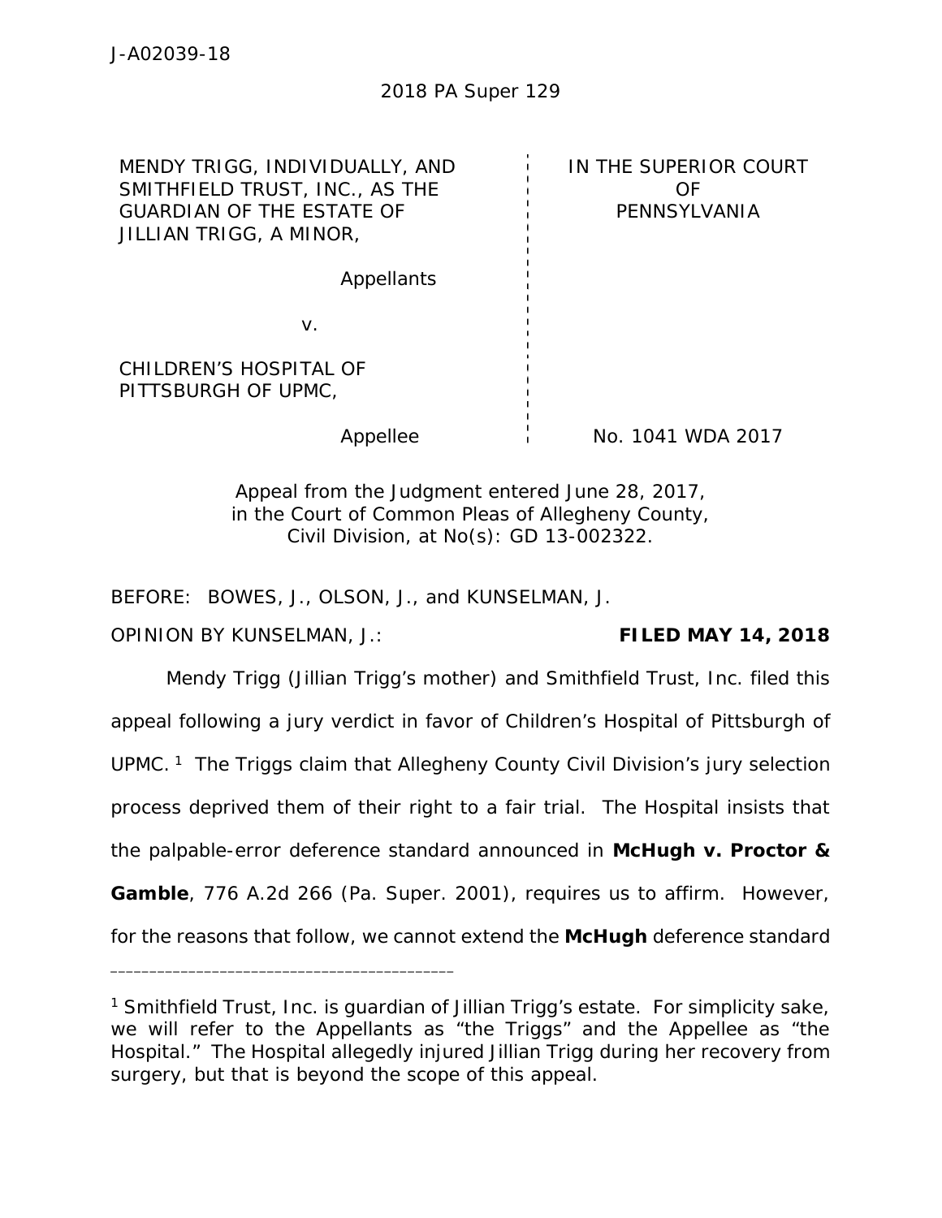J-A02039-18

2018 PA Super 129

| MENDY TRIGG, INDIVIDUALLY, AND SMITHFIELD TRUST, INC., AS THE GUARDIAN OF THE ESTATE OF JILLIAN TRIGG, A MINOR, | IN THE SUPERIOR COURT OF PENNSYLVANIA |
|---|---|
| Appellants | |
| v. | |
| CHILDREN'S HOSPITAL OF PITTSBURGH OF UPMC, | |
| Appellee | No. 1041 WDA 2017 |

Appeal from the Judgment entered June 28, 2017, in the Court of Common Pleas of Allegheny County, Civil Division, at No(s): GD 13-002322.

BEFORE: BOWES, J., OLSON, J., and KUNSELMAN, J.

OPINION BY KUNSELMAN, J.: **FILED MAY 14, 2018**

Mendy Trigg (Jillian Trigg's mother) and Smithfield Trust, Inc. filed this appeal following a jury verdict in favor of Children's Hospital of Pittsburgh of UPMC.[1] The Triggs claim that Allegheny County Civil Division's jury selection process deprived them of their right to a fair trial. The Hospital insists that the palpable-error deference standard announced in **McHugh v. Proctor & Gamble**, 776 A.2d 266 (Pa. Super. 2001), requires us to affirm. However, for the reasons that follow, we cannot extend the **McHugh** deference standard

---

[1] Smithfield Trust, Inc. is guardian of Jillian Trigg's estate. For simplicity sake, we will refer to the Appellants as "the Triggs" and the Appellee as "the Hospital." The Hospital allegedly injured Jillian Trigg during her recovery from surgery, but that is beyond the scope of this appeal.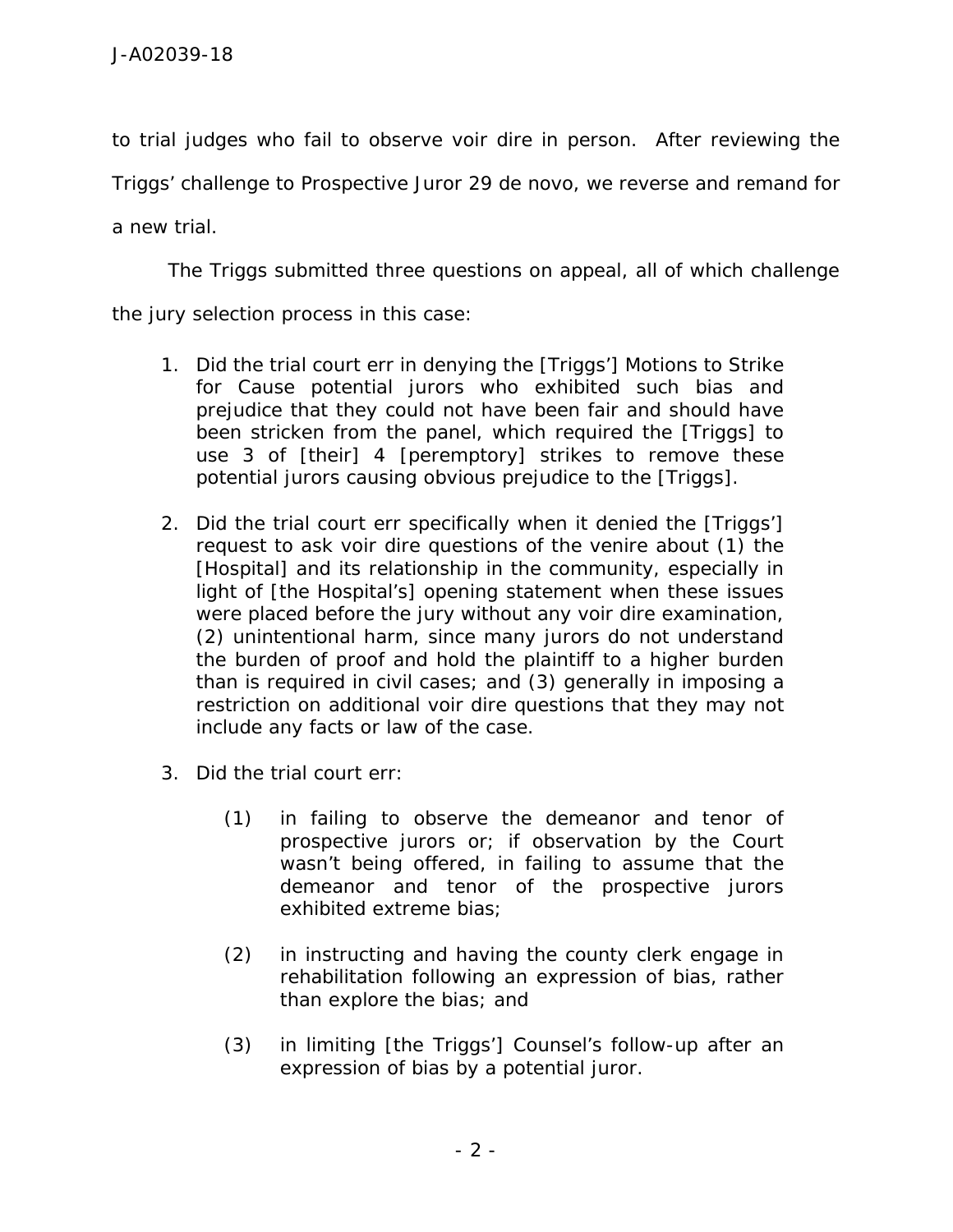to trial judges who fail to observe voir dire in person. After reviewing the Triggs' challenge to Prospective Juror 29 de novo, we reverse and remand for a new trial.

The Triggs submitted three questions on appeal, all of which challenge the jury selection process in this case:

> 1. Did the trial court err in denying the [Triggs'] Motions to Strike for Cause potential jurors who exhibited such bias and prejudice that they could not have been fair and should have been stricken from the panel, which required the [Triggs] to use 3 of [their] 4 [peremptory] strikes to remove these potential jurors causing obvious prejudice to the [Triggs].
>
> 2. Did the trial court err specifically when it denied the [Triggs'] request to ask voir dire questions of the venire about (1) the [Hospital] and its relationship in the community, especially in light of [the Hospital's] opening statement when these issues were placed before the jury without any voir dire examination, (2) unintentional harm, since many jurors do not understand the burden of proof and hold the plaintiff to a higher burden than is required in civil cases; and (3) generally in imposing a restriction on additional voir dire questions that they may not include any facts or law of the case.
>
> 3. Did the trial court err:
>
>     (1) in failing to observe the demeanor and tenor of prospective jurors or; if observation by the Court wasn't being offered, in failing to assume that the demeanor and tenor of the prospective jurors exhibited extreme bias;
>
>     (2) in instructing and having the county clerk engage in rehabilitation following an expression of bias, rather than explore the bias; and
>
>     (3) in limiting [the Triggs'] Counsel's follow-up after an expression of bias by a potential juror.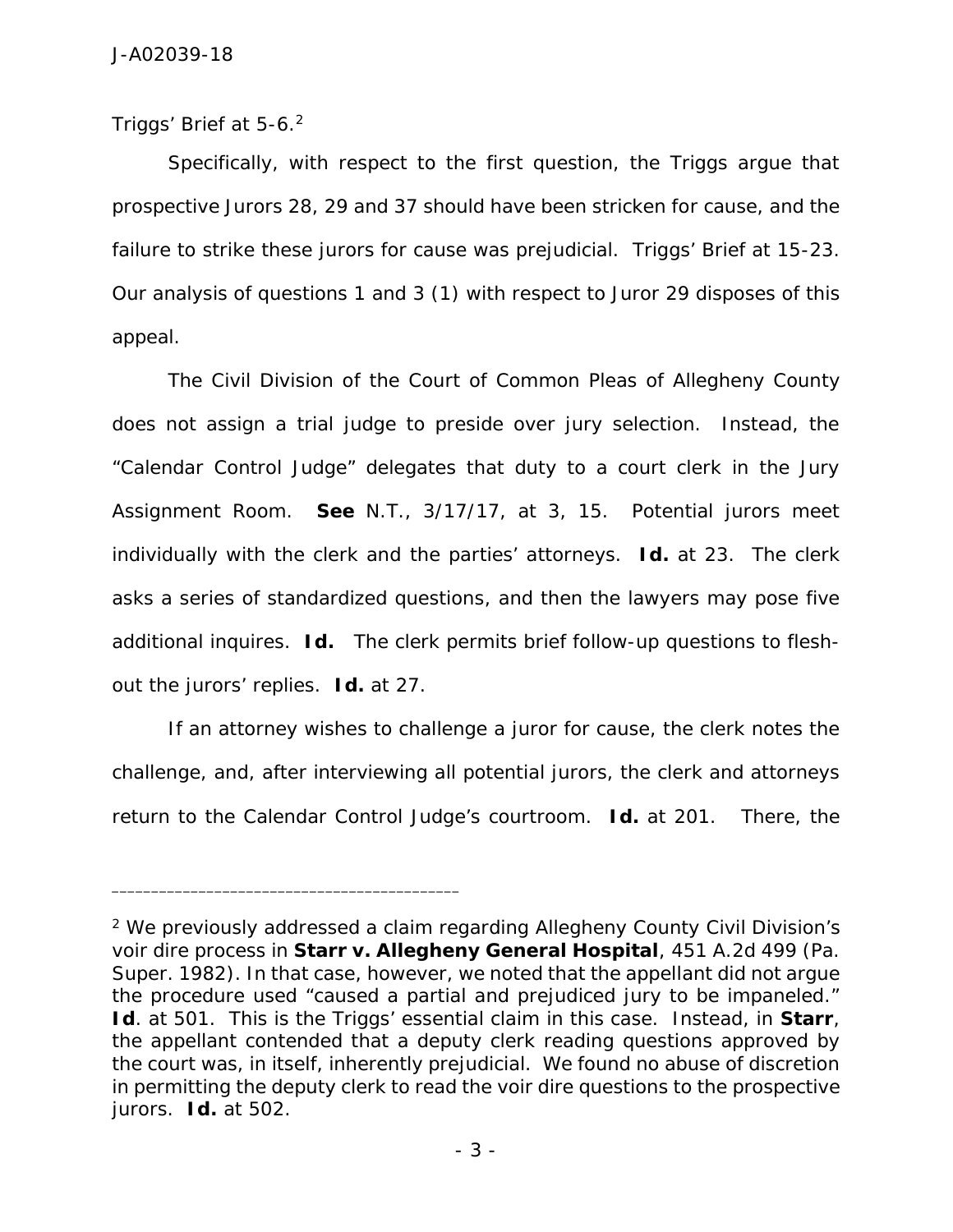Triggs' Brief at 5-6.[2]

Specifically, with respect to the first question, the Triggs argue that prospective Jurors 28, 29 and 37 should have been stricken for cause, and the failure to strike these jurors for cause was prejudicial. Triggs' Brief at 15-23. Our analysis of questions 1 and 3 (1) with respect to Juror 29 disposes of this appeal.

The Civil Division of the Court of Common Pleas of Allegheny County does not assign a trial judge to preside over jury selection. Instead, the "Calendar Control Judge" delegates that duty to a court clerk in the Jury Assignment Room. **See** N.T., 3/17/17, at 3, 15. Potential jurors meet individually with the clerk and the parties' attorneys. **Id.** at 23. The clerk asks a series of standardized questions, and then the lawyers may pose five additional inquires. **Id.** The clerk permits brief follow-up questions to flesh-out the jurors' replies. **Id.** at 27.

If an attorney wishes to challenge a juror for cause, the clerk notes the challenge, and, after interviewing all potential jurors, the clerk and attorneys return to the Calendar Control Judge's courtroom. **Id.** at 201. There, the

---

[2] We previously addressed a claim regarding Allegheny County Civil Division's voir dire process in **Starr v. Allegheny General Hospital**, 451 A.2d 499 (Pa. Super. 1982). In that case, however, we noted that the appellant did not argue the procedure used "caused a partial and prejudiced jury to be impaneled." **Id**. at 501. This is the Triggs' essential claim in this case. Instead, in **Starr**, the appellant contended that a deputy clerk reading questions approved by the court was, in itself, inherently prejudicial. We found no abuse of discretion in permitting the deputy clerk to read the voir dire questions to the prospective jurors. **Id.** at 502.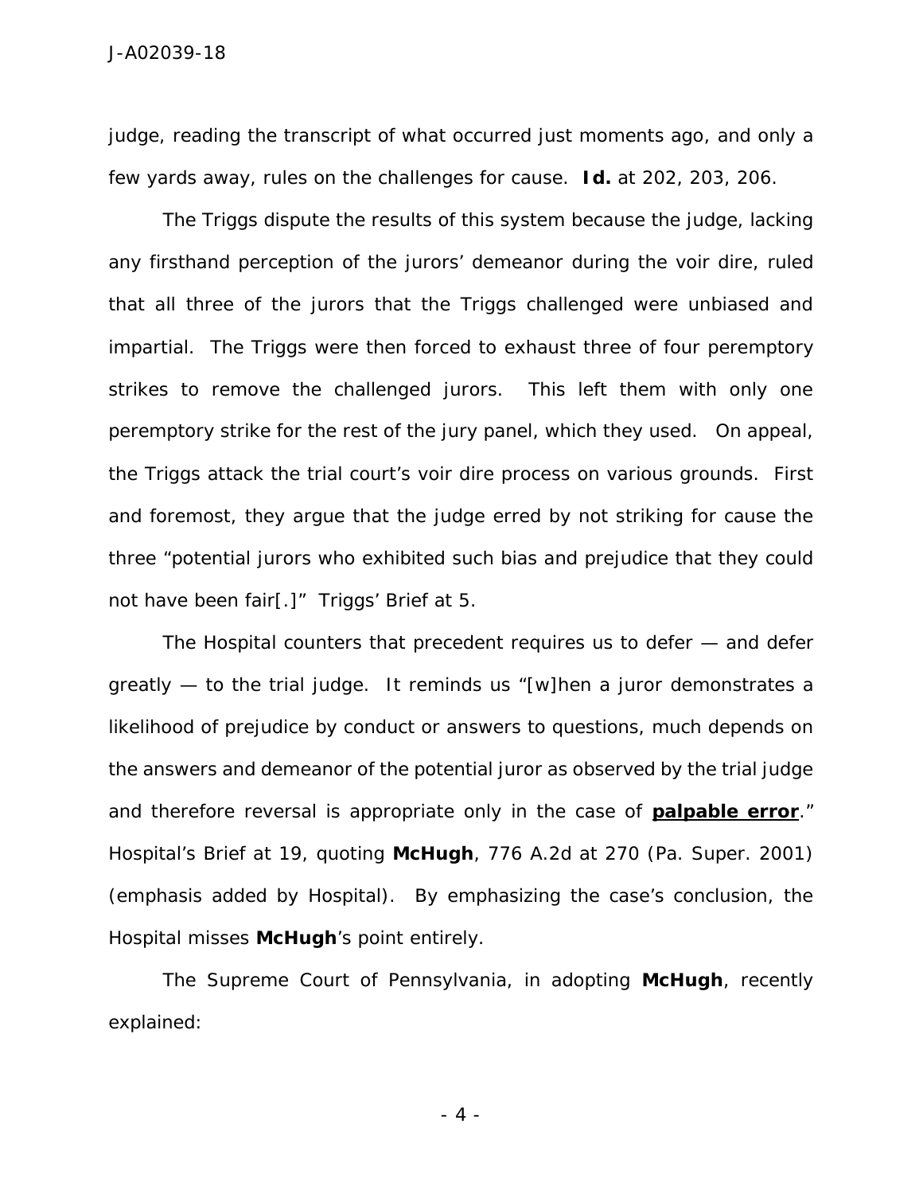judge, reading the transcript of what occurred just moments ago, and only a few yards away, rules on the challenges for cause. **Id.** at 202, 203, 206.

The Triggs dispute the results of this system because the judge, lacking any firsthand perception of the jurors' demeanor during the voir dire, ruled that all three of the jurors that the Triggs challenged were unbiased and impartial. The Triggs were then forced to exhaust three of four peremptory strikes to remove the challenged jurors. This left them with only one peremptory strike for the rest of the jury panel, which they used. On appeal, the Triggs attack the trial court's voir dire process on various grounds. First and foremost, they argue that the judge erred by not striking for cause the three "potential jurors who exhibited such bias and prejudice that they could not have been fair[.]" Triggs' Brief at 5.

The Hospital counters that precedent requires us to defer — and defer greatly — to the trial judge. It reminds us "[w]hen a juror demonstrates a likelihood of prejudice by conduct or answers to questions, much depends on the answers and demeanor of the potential juror as observed by the trial judge and therefore reversal is appropriate only in the case of **palpable error**." Hospital's Brief at 19, quoting **McHugh**, 776 A.2d at 270 (Pa. Super. 2001) (emphasis added by Hospital). By emphasizing the case's conclusion, the Hospital misses **McHugh**'s point entirely.

The Supreme Court of Pennsylvania, in adopting **McHugh**, recently explained: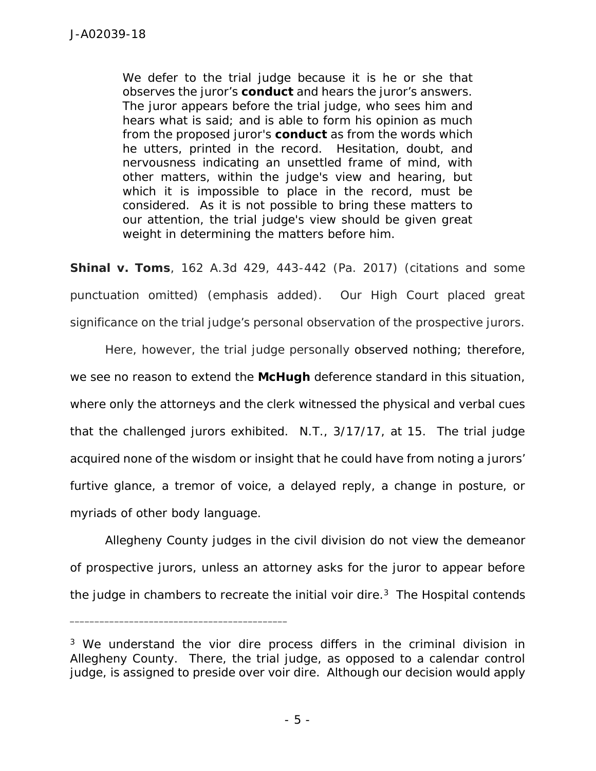> We defer to the trial judge because it is he or she that observes the juror's **conduct** and hears the juror's answers. The juror appears before the trial judge, who sees him and hears what is said; and is able to form his opinion as much from the proposed juror's **conduct** as from the words which he utters, printed in the record. Hesitation, doubt, and nervousness indicating an unsettled frame of mind, with other matters, within the judge's view and hearing, but which it is impossible to place in the record, must be considered. As it is not possible to bring these matters to our attention, the trial judge's view should be given great weight in determining the matters before him.

**Shinal v. Toms**, 162 A.3d 429, 443-442 (Pa. 2017) (citations and some punctuation omitted) (emphasis added). Our High Court placed great significance on the trial judge's personal observation of the prospective jurors.

Here, however, the trial judge personally observed nothing; therefore, we see no reason to extend the **McHugh** deference standard in this situation, where only the attorneys and the clerk witnessed the physical and verbal cues that the challenged jurors exhibited. N.T., 3/17/17, at 15. The trial judge acquired none of the wisdom or insight that he could have from noting a jurors' furtive glance, a tremor of voice, a delayed reply, a change in posture, or myriads of other body language.

Allegheny County judges in the civil division do not view the demeanor of prospective jurors, unless an attorney asks for the juror to appear before the judge in chambers to recreate the initial voir dire.[3] The Hospital contends

---

[3] We understand the vior dire process differs in the criminal division in Allegheny County. There, the trial judge, as opposed to a calendar control judge, is assigned to preside over voir dire. Although our decision would apply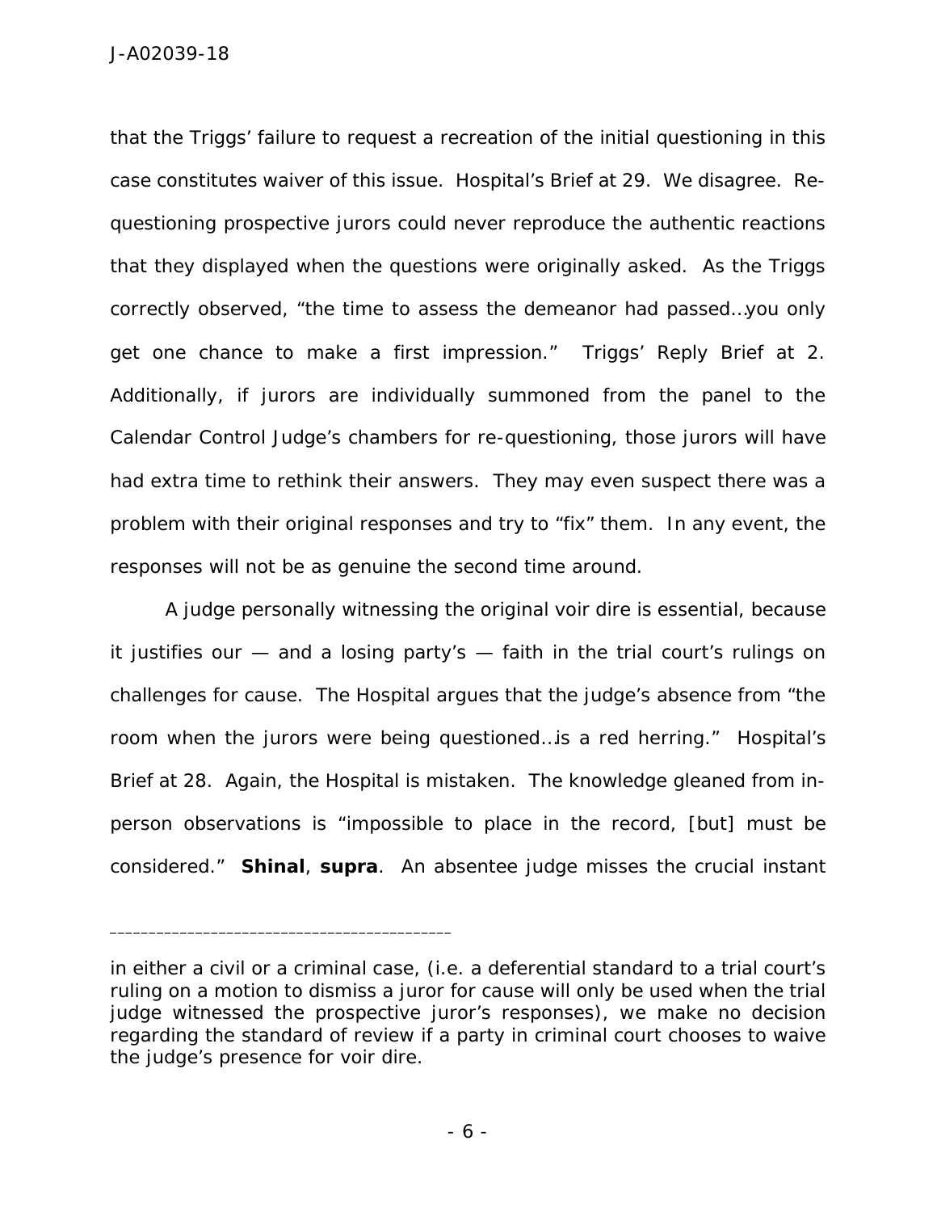that the Triggs' failure to request a recreation of the initial questioning in this case constitutes waiver of this issue. Hospital's Brief at 29. We disagree. Re-questioning prospective jurors could never reproduce the authentic reactions that they displayed when the questions were originally asked. As the Triggs correctly observed, "the time to assess the demeanor had passed…you only get one chance to make a first impression." Triggs' Reply Brief at 2. Additionally, if jurors are individually summoned from the panel to the Calendar Control Judge's chambers for re-questioning, those jurors will have had extra time to rethink their answers. They may even suspect there was a problem with their original responses and try to "fix" them. In any event, the responses will not be as genuine the second time around.

A judge personally witnessing the original voir dire is essential, because it justifies our — and a losing party's — faith in the trial court's rulings on challenges for cause. The Hospital argues that the judge's absence from "the room when the jurors were being questioned…is a red herring." Hospital's Brief at 28. Again, the Hospital is mistaken. The knowledge gleaned from in-person observations is "impossible to place in the record, [but] must be considered." **Shinal**, **supra**. An absentee judge misses the crucial instant

---

in either a civil or a criminal case, (i.e. a deferential standard to a trial court's ruling on a motion to dismiss a juror for cause will only be used when the trial judge witnessed the prospective juror's responses), we make no decision regarding the standard of review if a party in criminal court chooses to waive the judge's presence for voir dire.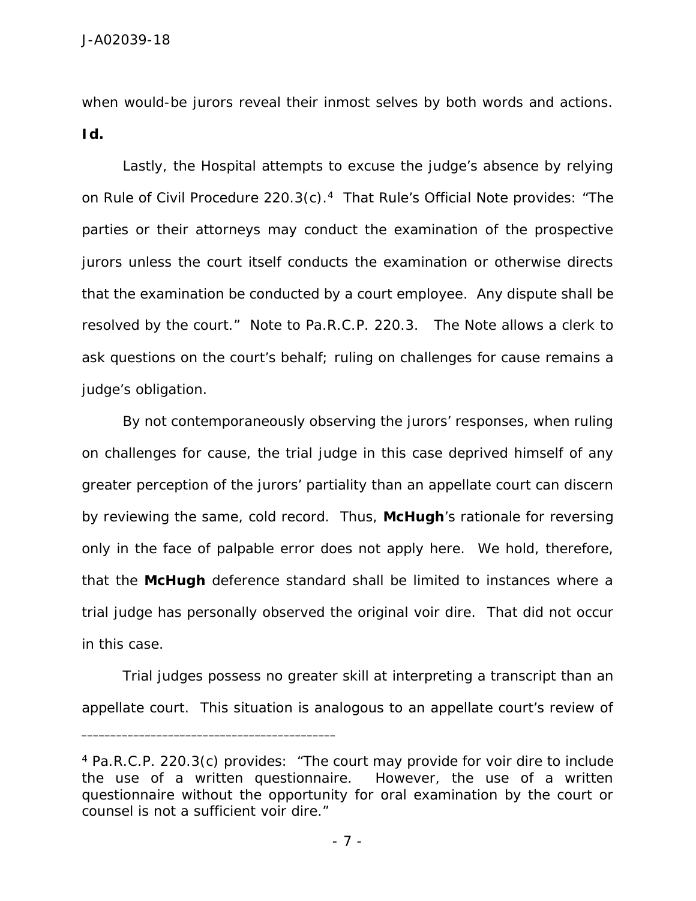when would-be jurors reveal their inmost selves by both words and actions. **Id.**

Lastly, the Hospital attempts to excuse the judge's absence by relying on Rule of Civil Procedure 220.3(c).[4] That Rule's Official Note provides: "The parties or their attorneys may conduct the examination of the prospective jurors unless the court itself conducts the examination or otherwise directs that the examination be conducted by a court employee. Any dispute shall be resolved by the court." Note to Pa.R.C.P. 220.3. The Note allows a clerk to ask questions on the court's behalf; ruling on challenges for cause remains a judge's obligation.

By not contemporaneously observing the jurors' responses, when ruling on challenges for cause, the trial judge in this case deprived himself of any greater perception of the jurors' partiality than an appellate court can discern by reviewing the same, cold record. Thus, **McHugh**'s rationale for reversing only in the face of palpable error does not apply here. We hold, therefore, that the **McHugh** deference standard shall be limited to instances where a trial judge has personally observed the original voir dire. That did not occur in this case.

Trial judges possess no greater skill at interpreting a transcript than an appellate court. This situation is analogous to an appellate court's review of

---

[4] Pa.R.C.P. 220.3(c) provides: "The court may provide for voir dire to include the use of a written questionnaire. However, the use of a written questionnaire without the opportunity for oral examination by the court or counsel is not a sufficient voir dire."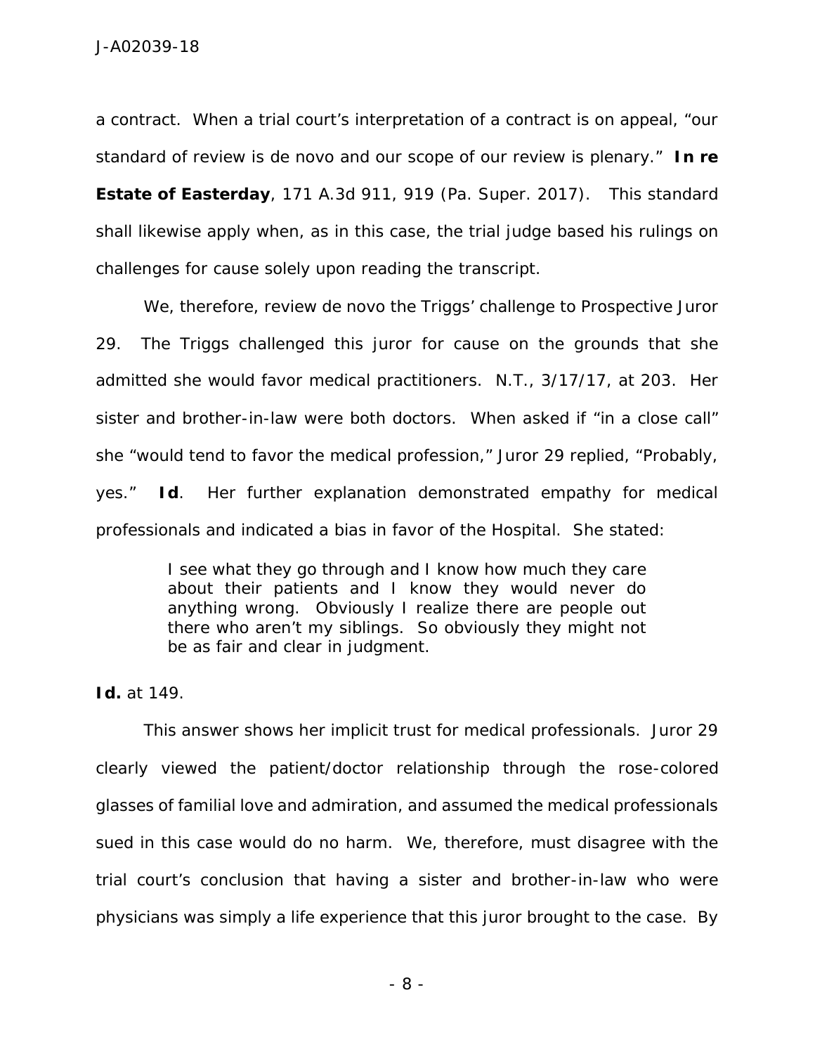a contract. When a trial court's interpretation of a contract is on appeal, "our standard of review is de novo and our scope of our review is plenary." **In re Estate of Easterday**, 171 A.3d 911, 919 (Pa. Super. 2017). This standard shall likewise apply when, as in this case, the trial judge based his rulings on challenges for cause solely upon reading the transcript.

We, therefore, review de novo the Triggs' challenge to Prospective Juror 29. The Triggs challenged this juror for cause on the grounds that she admitted she would favor medical practitioners. N.T., 3/17/17, at 203. Her sister and brother-in-law were both doctors. When asked if "in a close call" she "would tend to favor the medical profession," Juror 29 replied, "Probably, yes." **Id**. Her further explanation demonstrated empathy for medical professionals and indicated a bias in favor of the Hospital. She stated:

> I see what they go through and I know how much they care about their patients and I know they would never do anything wrong. Obviously I realize there are people out there who aren't my siblings. So obviously they might not be as fair and clear in judgment.

**Id.** at 149.

This answer shows her implicit trust for medical professionals. Juror 29 clearly viewed the patient/doctor relationship through the rose-colored glasses of familial love and admiration, and assumed the medical professionals sued in this case would do no harm. We, therefore, must disagree with the trial court's conclusion that having a sister and brother-in-law who were physicians was simply a life experience that this juror brought to the case. By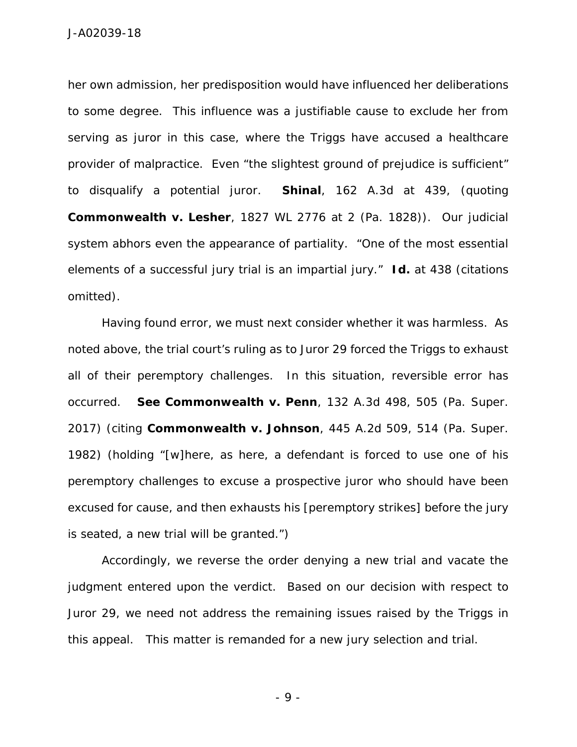her own admission, her predisposition would have influenced her deliberations to some degree. This influence was a justifiable cause to exclude her from serving as juror in this case, where the Triggs have accused a healthcare provider of malpractice. Even "the slightest ground of prejudice is sufficient" to disqualify a potential juror. ***Shinal***, 162 A.3d at 439, (quoting ***Commonwealth v. Lesher***, 1827 WL 2776 at 2 (Pa. 1828)). Our judicial system abhors even the appearance of partiality. "One of the most essential elements of a successful jury trial is an impartial jury." ***Id.*** at 438 (citations omitted).

Having found error, we must next consider whether it was harmless. As noted above, the trial court's ruling as to Juror 29 forced the Triggs to exhaust all of their peremptory challenges. In this situation, reversible error has occurred. ***See Commonwealth v. Penn***, 132 A.3d 498, 505 (Pa. Super. 2017) (citing ***Commonwealth v. Johnson***, 445 A.2d 509, 514 (Pa. Super. 1982) (holding "[w]here, as here, a defendant is forced to use one of his peremptory challenges to excuse a prospective juror who should have been excused for cause, and then exhausts his [peremptory strikes] before the jury is seated, a new trial will be granted.")

Accordingly, we reverse the order denying a new trial and vacate the judgment entered upon the verdict. Based on our decision with respect to Juror 29, we need not address the remaining issues raised by the Triggs in this appeal. This matter is remanded for a new jury selection and trial.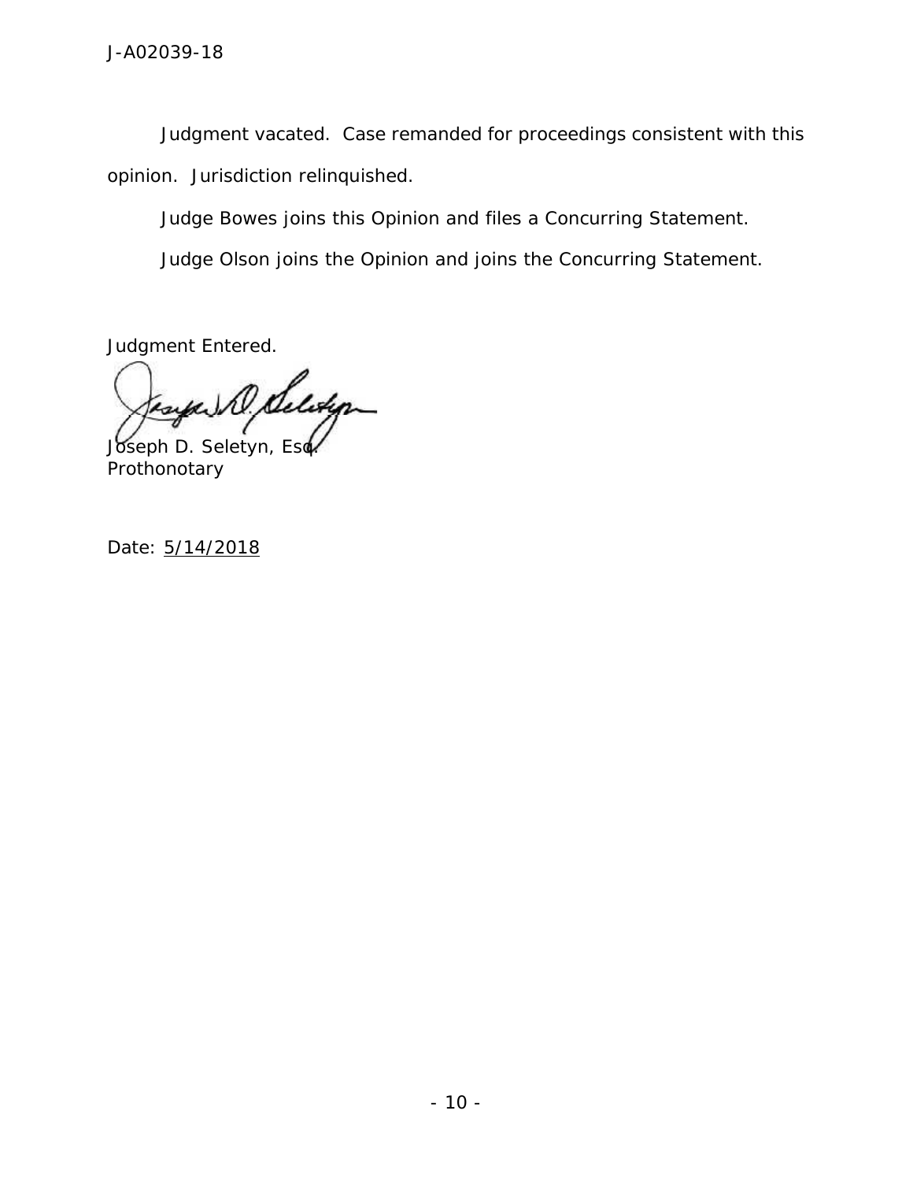Judgment vacated. Case remanded for proceedings consistent with this opinion. Jurisdiction relinquished.

Judge Bowes joins this Opinion and files a Concurring Statement.

Judge Olson joins the Opinion and joins the Concurring Statement.

Judgment Entered.

Joseph D. Seletyn, Esq.
Prothonotary

Date: 5/14/2018